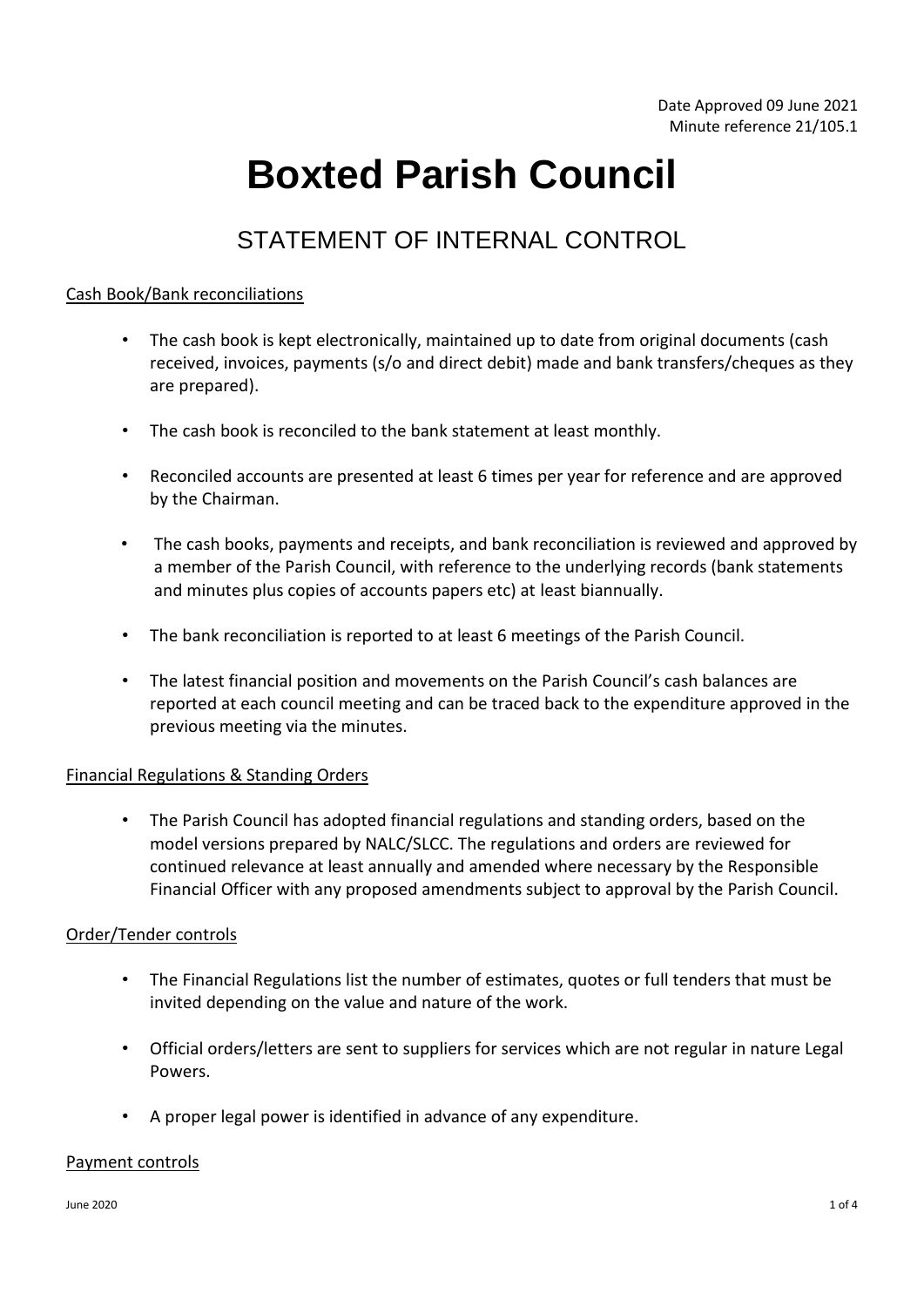Date Approved 09 June 2021
Minute reference 21/105.1

# Boxted Parish Council

## STATEMENT OF INTERNAL CONTROL

### Cash Book/Bank reconciliations

- The cash book is kept electronically, maintained up to date from original documents (cash received, invoices, payments (s/o and direct debit) made and bank transfers/cheques as they are prepared).
- The cash book is reconciled to the bank statement at least monthly.
- Reconciled accounts are presented at least 6 times per year for reference and are approved by the Chairman.
- The cash books, payments and receipts, and bank reconciliation is reviewed and approved by a member of the Parish Council, with reference to the underlying records (bank statements and minutes plus copies of accounts papers etc) at least biannually.
- The bank reconciliation is reported to at least 6 meetings of the Parish Council.
- The latest financial position and movements on the Parish Council's cash balances are reported at each council meeting and can be traced back to the expenditure approved in the previous meeting via the minutes.

### Financial Regulations & Standing Orders

- The Parish Council has adopted financial regulations and standing orders, based on the model versions prepared by NALC/SLCC. The regulations and orders are reviewed for continued relevance at least annually and amended where necessary by the Responsible Financial Officer with any proposed amendments subject to approval by the Parish Council.

### Order/Tender controls

- The Financial Regulations list the number of estimates, quotes or full tenders that must be invited depending on the value and nature of the work.
- Official orders/letters are sent to suppliers for services which are not regular in nature Legal Powers.
- A proper legal power is identified in advance of any expenditure.

### Payment controls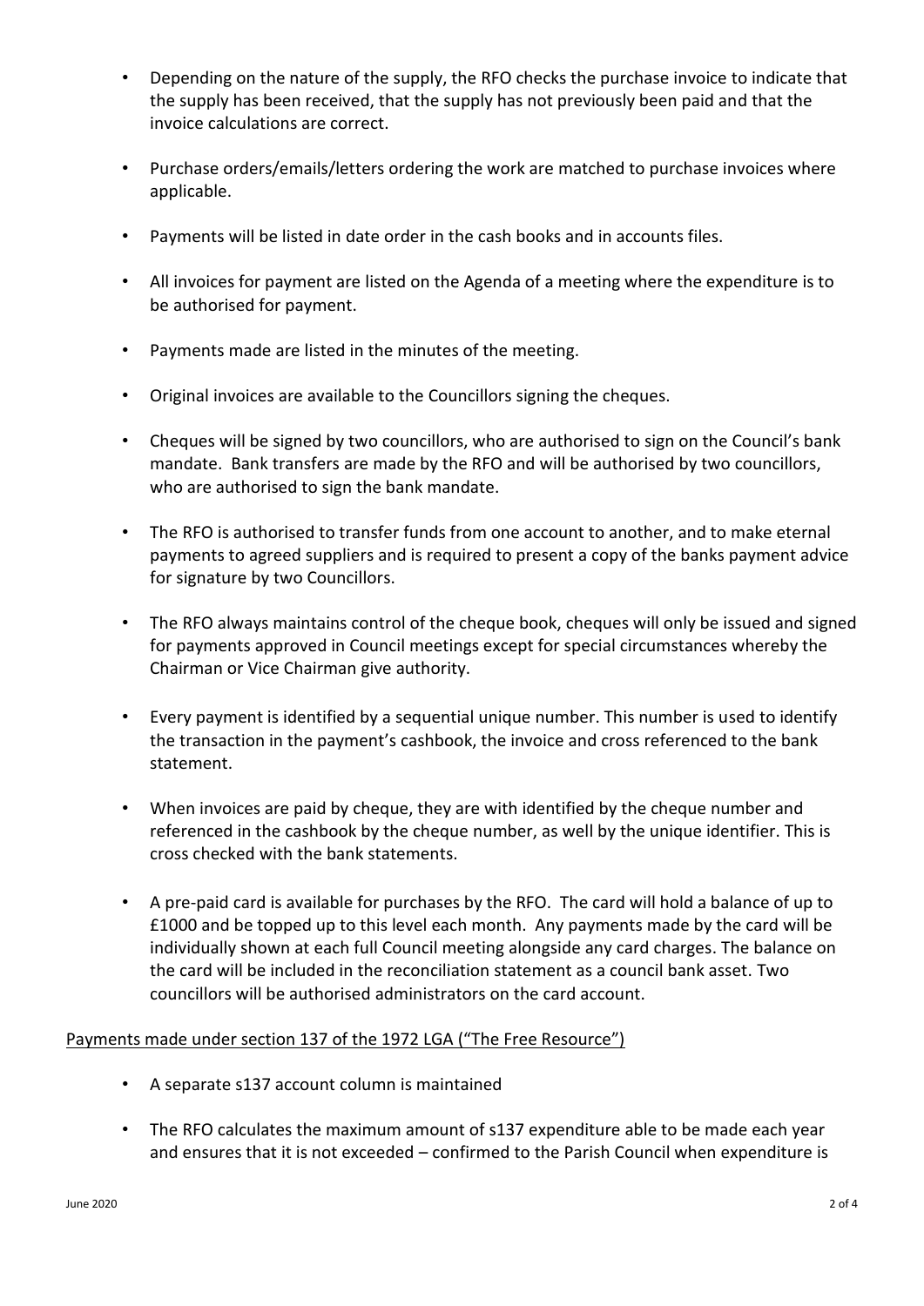- Depending on the nature of the supply, the RFO checks the purchase invoice to indicate that the supply has been received, that the supply has not previously been paid and that the invoice calculations are correct.

- Purchase orders/emails/letters ordering the work are matched to purchase invoices where applicable.

- Payments will be listed in date order in the cash books and in accounts files.

- All invoices for payment are listed on the Agenda of a meeting where the expenditure is to be authorised for payment.

- Payments made are listed in the minutes of the meeting.

- Original invoices are available to the Councillors signing the cheques.

- Cheques will be signed by two councillors, who are authorised to sign on the Council's bank mandate. Bank transfers are made by the RFO and will be authorised by two councillors, who are authorised to sign the bank mandate.

- The RFO is authorised to transfer funds from one account to another, and to make eternal payments to agreed suppliers and is required to present a copy of the banks payment advice for signature by two Councillors.

- The RFO always maintains control of the cheque book, cheques will only be issued and signed for payments approved in Council meetings except for special circumstances whereby the Chairman or Vice Chairman give authority.

- Every payment is identified by a sequential unique number. This number is used to identify the transaction in the payment's cashbook, the invoice and cross referenced to the bank statement.

- When invoices are paid by cheque, they are with identified by the cheque number and referenced in the cashbook by the cheque number, as well by the unique identifier. This is cross checked with the bank statements.

- A pre-paid card is available for purchases by the RFO. The card will hold a balance of up to £1000 and be topped up to this level each month. Any payments made by the card will be individually shown at each full Council meeting alongside any card charges. The balance on the card will be included in the reconciliation statement as a council bank asset. Two councillors will be authorised administrators on the card account.

<u>Payments made under section 137 of the 1972 LGA ("The Free Resource")</u>

- A separate s137 account column is maintained

- The RFO calculates the maximum amount of s137 expenditure able to be made each year and ensures that it is not exceeded – confirmed to the Parish Council when expenditure is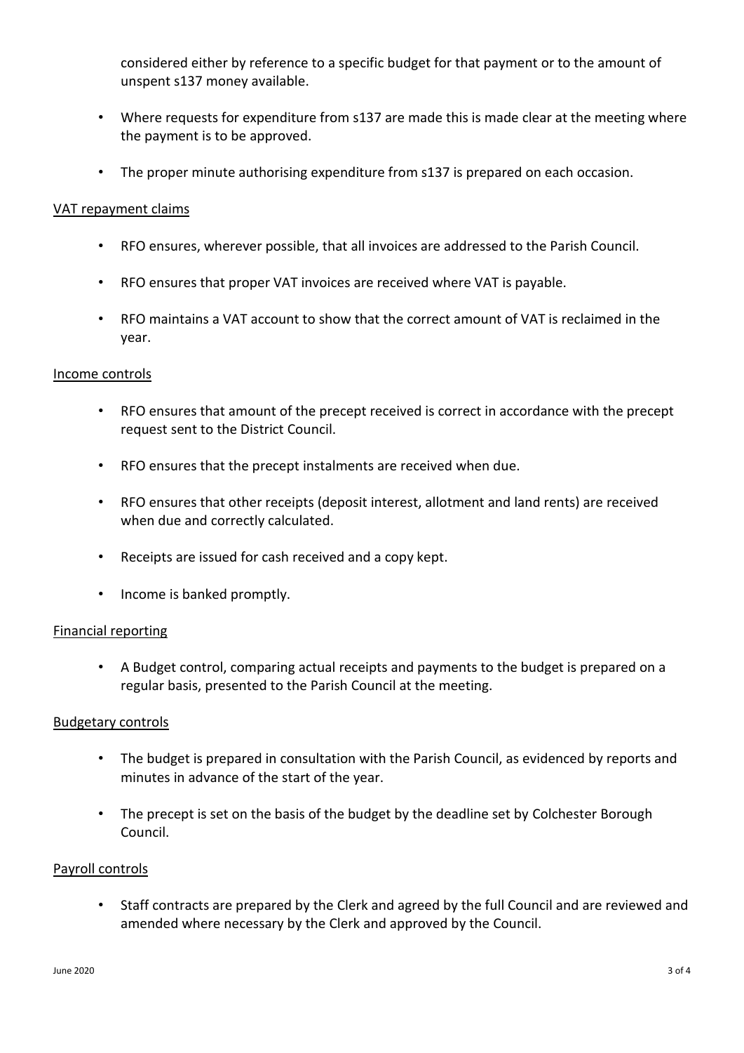considered either by reference to a specific budget for that payment or to the amount of unspent s137 money available.

- Where requests for expenditure from s137 are made this is made clear at the meeting where the payment is to be approved.
- The proper minute authorising expenditure from s137 is prepared on each occasion.

<u>VAT repayment claims</u>

- RFO ensures, wherever possible, that all invoices are addressed to the Parish Council.
- RFO ensures that proper VAT invoices are received where VAT is payable.
- RFO maintains a VAT account to show that the correct amount of VAT is reclaimed in the year.

<u>Income controls</u>

- RFO ensures that amount of the precept received is correct in accordance with the precept request sent to the District Council.
- RFO ensures that the precept instalments are received when due.
- RFO ensures that other receipts (deposit interest, allotment and land rents) are received when due and correctly calculated.
- Receipts are issued for cash received and a copy kept.
- Income is banked promptly.

<u>Financial reporting</u>

- A Budget control, comparing actual receipts and payments to the budget is prepared on a regular basis, presented to the Parish Council at the meeting.

<u>Budgetary controls</u>

- The budget is prepared in consultation with the Parish Council, as evidenced by reports and minutes in advance of the start of the year.
- The precept is set on the basis of the budget by the deadline set by Colchester Borough Council.

<u>Payroll controls</u>

- Staff contracts are prepared by the Clerk and agreed by the full Council and are reviewed and amended where necessary by the Clerk and approved by the Council.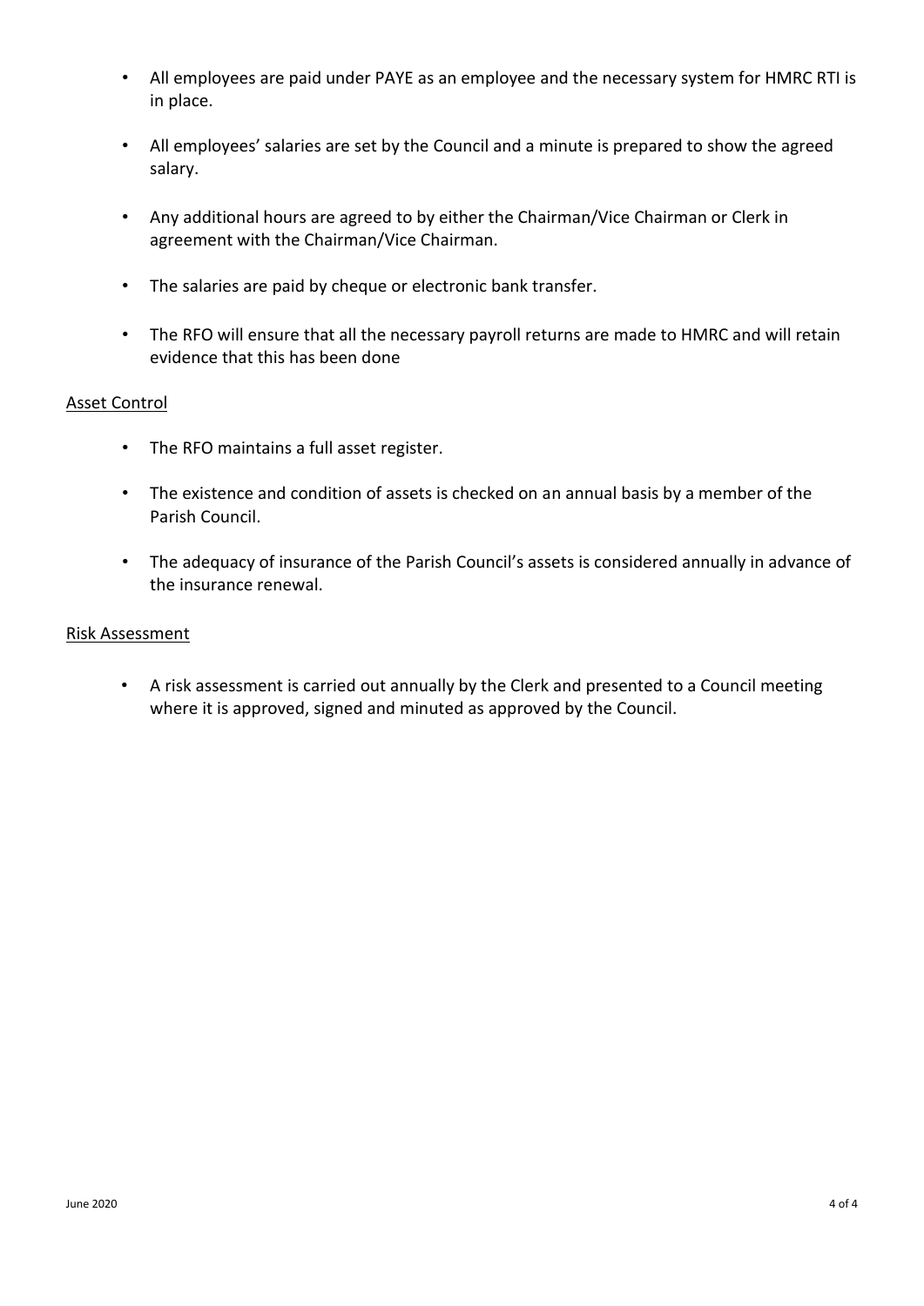- All employees are paid under PAYE as an employee and the necessary system for HMRC RTI is in place.
- All employees' salaries are set by the Council and a minute is prepared to show the agreed salary.
- Any additional hours are agreed to by either the Chairman/Vice Chairman or Clerk in agreement with the Chairman/Vice Chairman.
- The salaries are paid by cheque or electronic bank transfer.
- The RFO will ensure that all the necessary payroll returns are made to HMRC and will retain evidence that this has been done

## Asset Control

- The RFO maintains a full asset register.
- The existence and condition of assets is checked on an annual basis by a member of the Parish Council.
- The adequacy of insurance of the Parish Council's assets is considered annually in advance of the insurance renewal.

## Risk Assessment

- A risk assessment is carried out annually by the Clerk and presented to a Council meeting where it is approved, signed and minuted as approved by the Council.